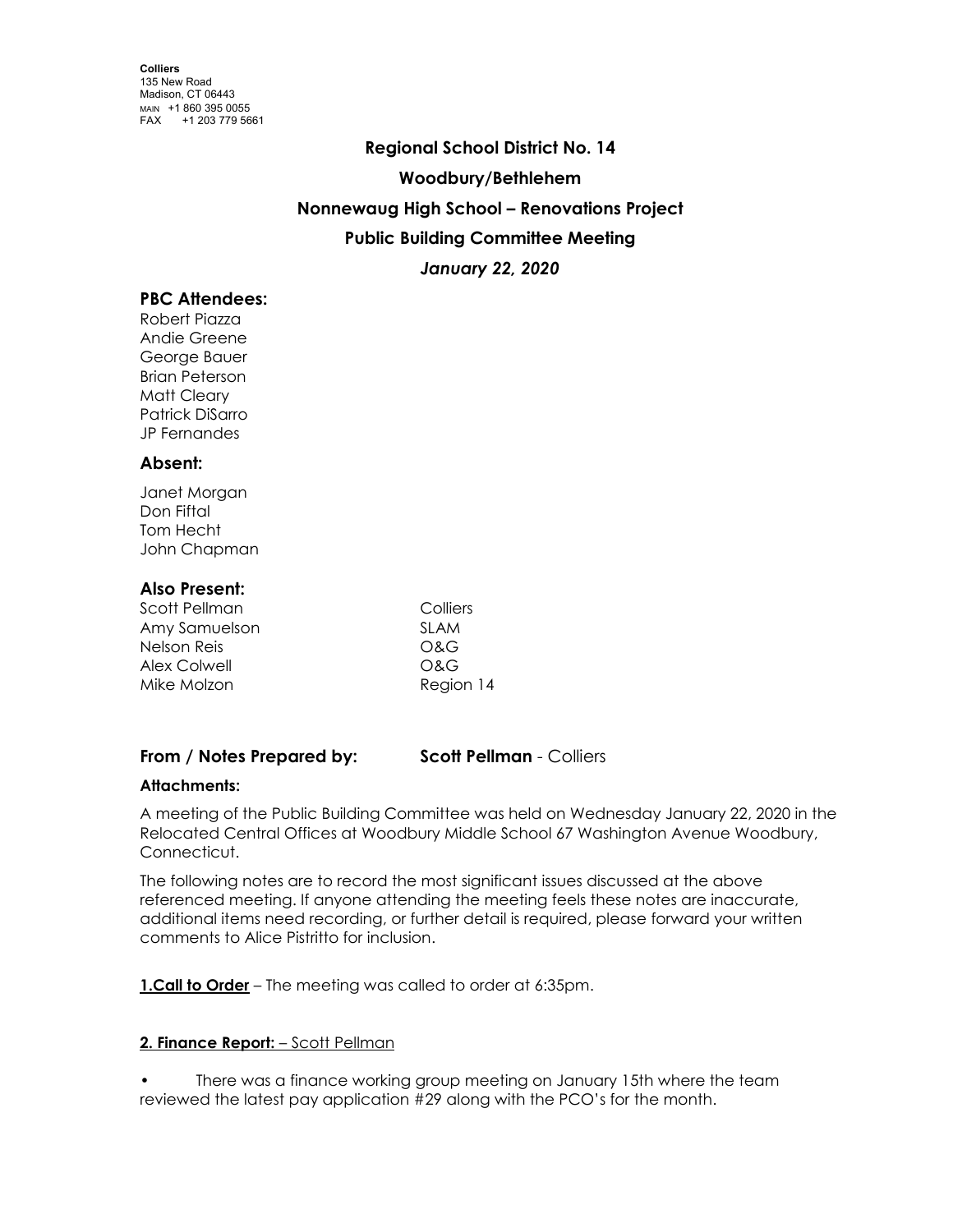**Colliers**
135 New Road
Madison, CT 06443
MAIN +1 860 395 0055
FAX +1 203 779 5661

# Regional School District No. 14

## Woodbury/Bethlehem

## Nonnewaug High School – Renovations Project

## Public Building Committee Meeting

*January 22, 2020*

### PBC Attendees:

Robert Piazza
Andie Greene
George Bauer
Brian Peterson
Matt Cleary
Patrick DiSarro
JP Fernandes

### Absent:

Janet Morgan
Don Fiftal
Tom Hecht
John Chapman

### Also Present:

| | |
|---|---|
| Scott Pellman | Colliers |
| Amy Samuelson | SLAM |
| Nelson Reis | O&G |
| Alex Colwell | O&G |
| Mike Molzon | Region 14 |

**From / Notes Prepared by:** **Scott Pellman** - Colliers

**Attachments:**

A meeting of the Public Building Committee was held on Wednesday January 22, 2020 in the Relocated Central Offices at Woodbury Middle School 67 Washington Avenue Woodbury, Connecticut.

The following notes are to record the most significant issues discussed at the above referenced meeting. If anyone attending the meeting feels these notes are inaccurate, additional items need recording, or further detail is required, please forward your written comments to Alice Pistritto for inclusion.

**1.Call to Order** – The meeting was called to order at 6:35pm.

**2. Finance Report:** – Scott Pellman

- There was a finance working group meeting on January 15th where the team reviewed the latest pay application #29 along with the PCO's for the month.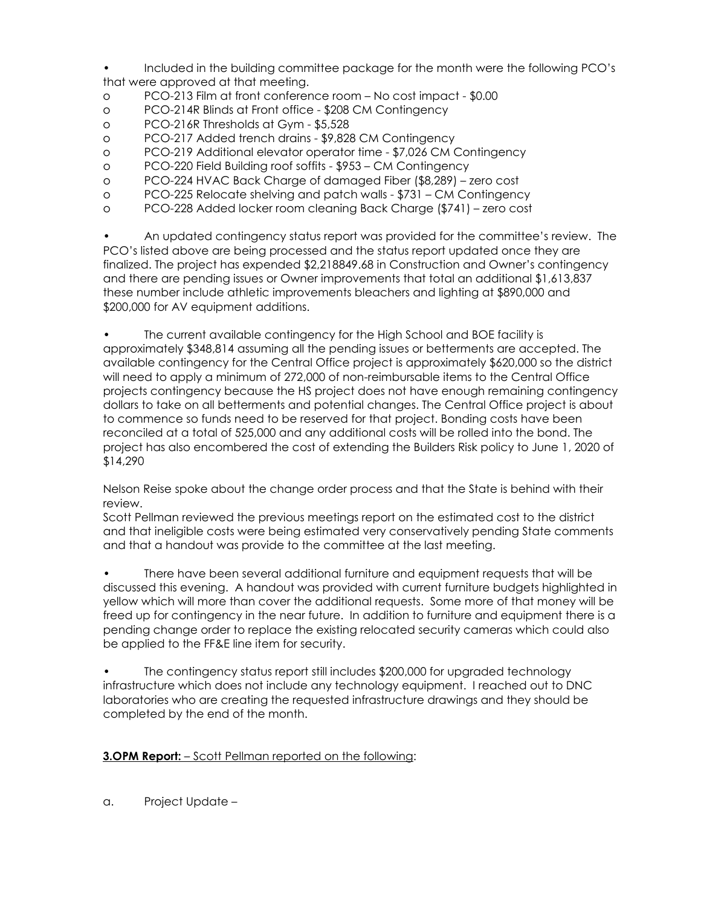- Included in the building committee package for the month were the following PCO's that were approved at that meeting.
  - PCO-213 Film at front conference room – No cost impact - $0.00
  - PCO-214R Blinds at Front office - $208 CM Contingency
  - PCO-216R Thresholds at Gym - $5,528
  - PCO-217 Added trench drains - $9,828 CM Contingency
  - PCO-219 Additional elevator operator time - $7,026 CM Contingency
  - PCO-220 Field Building roof soffits - $953 – CM Contingency
  - PCO-224 HVAC Back Charge of damaged Fiber ($8,289) – zero cost
  - PCO-225 Relocate shelving and patch walls - $731 – CM Contingency
  - PCO-228 Added locker room cleaning Back Charge ($741) – zero cost

- An updated contingency status report was provided for the committee's review. The PCO's listed above are being processed and the status report updated once they are finalized. The project has expended $2,218849.68 in Construction and Owner's contingency and there are pending issues or Owner improvements that total an additional $1,613,837 these number include athletic improvements bleachers and lighting at $890,000 and $200,000 for AV equipment additions.

- The current available contingency for the High School and BOE facility is approximately $348,814 assuming all the pending issues or betterments are accepted. The available contingency for the Central Office project is approximately $620,000 so the district will need to apply a minimum of 272,000 of non-reimbursable items to the Central Office projects contingency because the HS project does not have enough remaining contingency dollars to take on all betterments and potential changes. The Central Office project is about to commence so funds need to be reserved for that project. Bonding costs have been reconciled at a total of 525,000 and any additional costs will be rolled into the bond. The project has also encombered the cost of extending the Builders Risk policy to June 1, 2020 of $14,290

Nelson Reise spoke about the change order process and that the State is behind with their review.
Scott Pellman reviewed the previous meetings report on the estimated cost to the district and that ineligible costs were being estimated very conservatively pending State comments and that a handout was provide to the committee at the last meeting.

- There have been several additional furniture and equipment requests that will be discussed this evening. A handout was provided with current furniture budgets highlighted in yellow which will more than cover the additional requests. Some more of that money will be freed up for contingency in the near future. In addition to furniture and equipment there is a pending change order to replace the existing relocated security cameras which could also be applied to the FF&E line item for security.

- The contingency status report still includes $200,000 for upgraded technology infrastructure which does not include any technology equipment. I reached out to DNC laboratories who are creating the requested infrastructure drawings and they should be completed by the end of the month.

**3.OPM Report:** – <u>Scott Pellman reported on the following</u>:

a. Project Update –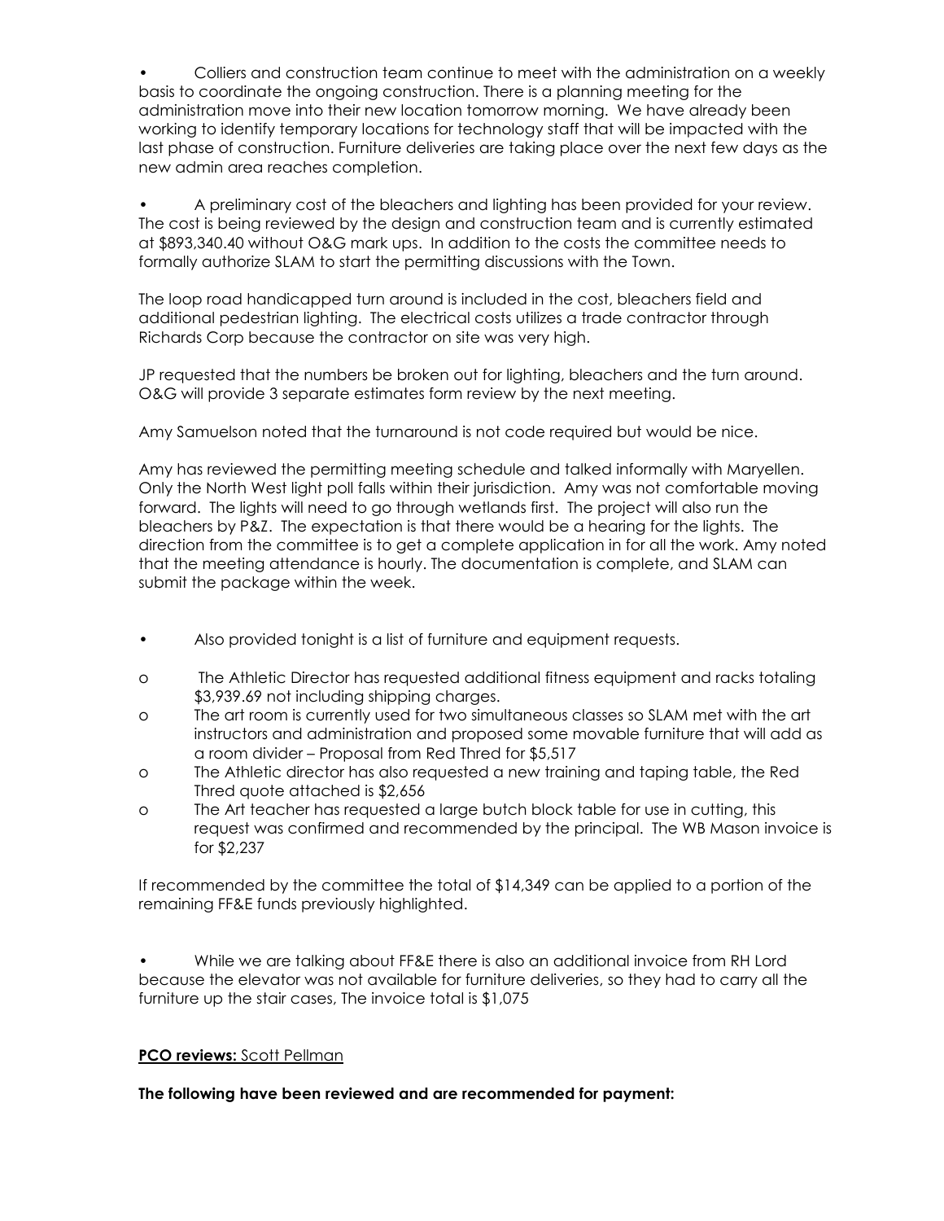- Colliers and construction team continue to meet with the administration on a weekly basis to coordinate the ongoing construction. There is a planning meeting for the administration move into their new location tomorrow morning. We have already been working to identify temporary locations for technology staff that will be impacted with the last phase of construction. Furniture deliveries are taking place over the next few days as the new admin area reaches completion.

- A preliminary cost of the bleachers and lighting has been provided for your review. The cost is being reviewed by the design and construction team and is currently estimated at $893,340.40 without O&G mark ups. In addition to the costs the committee needs to formally authorize SLAM to start the permitting discussions with the Town.

The loop road handicapped turn around is included in the cost, bleachers field and additional pedestrian lighting. The electrical costs utilizes a trade contractor through Richards Corp because the contractor on site was very high.

JP requested that the numbers be broken out for lighting, bleachers and the turn around. O&G will provide 3 separate estimates form review by the next meeting.

Amy Samuelson noted that the turnaround is not code required but would be nice.

Amy has reviewed the permitting meeting schedule and talked informally with Maryellen. Only the North West light poll falls within their jurisdiction. Amy was not comfortable moving forward. The lights will need to go through wetlands first. The project will also run the bleachers by P&Z. The expectation is that there would be a hearing for the lights. The direction from the committee is to get a complete application in for all the work. Amy noted that the meeting attendance is hourly. The documentation is complete, and SLAM can submit the package within the week.

- Also provided tonight is a list of furniture and equipment requests.

  - The Athletic Director has requested additional fitness equipment and racks totaling $3,939.69 not including shipping charges.
  - The art room is currently used for two simultaneous classes so SLAM met with the art instructors and administration and proposed some movable furniture that will add as a room divider – Proposal from Red Thred for $5,517
  - The Athletic director has also requested a new training and taping table, the Red Thred quote attached is $2,656
  - The Art teacher has requested a large butch block table for use in cutting, this request was confirmed and recommended by the principal. The WB Mason invoice is for $2,237

If recommended by the committee the total of $14,349 can be applied to a portion of the remaining FF&E funds previously highlighted.

- While we are talking about FF&E there is also an additional invoice from RH Lord because the elevator was not available for furniture deliveries, so they had to carry all the furniture up the stair cases, The invoice total is $1,075

**PCO reviews:** Scott Pellman

**The following have been reviewed and are recommended for payment:**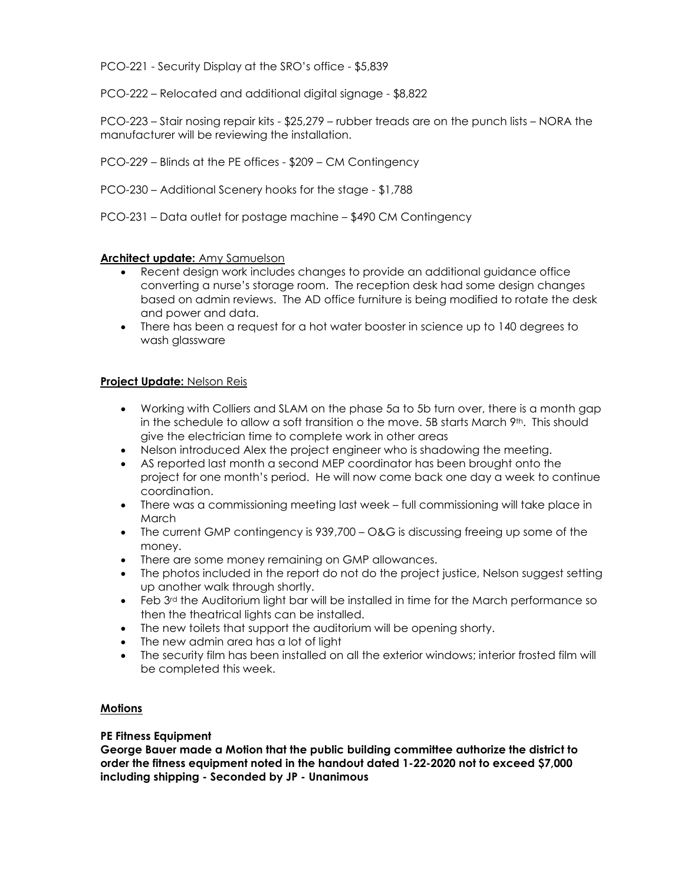PCO-221 - Security Display at the SRO's office - $5,839

PCO-222 – Relocated and additional digital signage - $8,822

PCO-223 – Stair nosing repair kits - $25,279 – rubber treads are on the punch lists – NORA the manufacturer will be reviewing the installation.

PCO-229 – Blinds at the PE offices - $209 – CM Contingency

PCO-230 – Additional Scenery hooks for the stage - $1,788

PCO-231 – Data outlet for postage machine – $490 CM Contingency

**Architect update:** Amy Samuelson

- Recent design work includes changes to provide an additional guidance office converting a nurse's storage room. The reception desk had some design changes based on admin reviews. The AD office furniture is being modified to rotate the desk and power and data.
- There has been a request for a hot water booster in science up to 140 degrees to wash glassware

**Project Update:** Nelson Reis

- Working with Colliers and SLAM on the phase 5a to 5b turn over, there is a month gap in the schedule to allow a soft transition o the move. 5B starts March 9th. This should give the electrician time to complete work in other areas
- Nelson introduced Alex the project engineer who is shadowing the meeting.
- AS reported last month a second MEP coordinator has been brought onto the project for one month's period. He will now come back one day a week to continue coordination.
- There was a commissioning meeting last week – full commissioning will take place in March
- The current GMP contingency is 939,700 – O&G is discussing freeing up some of the money.
- There are some money remaining on GMP allowances.
- The photos included in the report do not do the project justice, Nelson suggest setting up another walk through shortly.
- Feb 3rd the Auditorium light bar will be installed in time for the March performance so then the theatrical lights can be installed.
- The new toilets that support the auditorium will be opening shorty.
- The new admin area has a lot of light
- The security film has been installed on all the exterior windows; interior frosted film will be completed this week.

**Motions**

**PE Fitness Equipment**

**George Bauer made a Motion that the public building committee authorize the district to order the fitness equipment noted in the handout dated 1-22-2020 not to exceed $7,000 including shipping - Seconded by JP - Unanimous**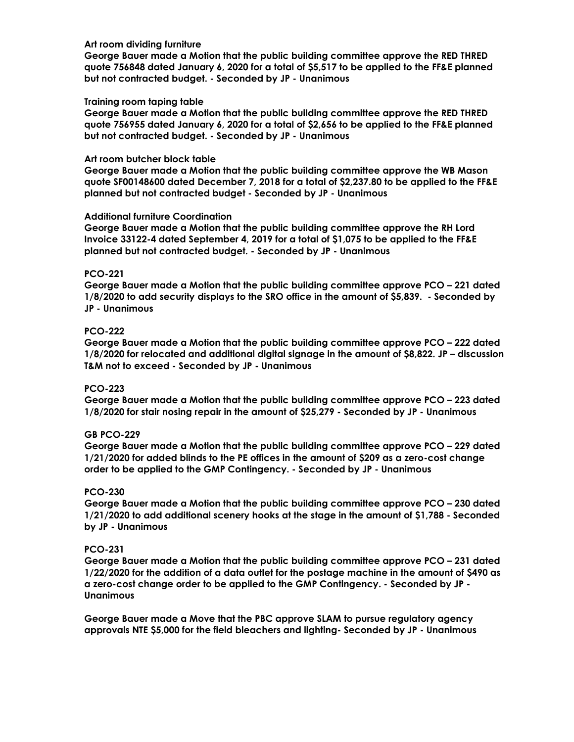**Art room dividing furniture**
**George Bauer made a Motion that the public building committee approve the RED THRED quote 756848 dated January 6, 2020 for a total of $5,517 to be applied to the FF&E planned but not contracted budget. - Seconded by JP - Unanimous**

**Training room taping table**
**George Bauer made a Motion that the public building committee approve the RED THRED quote 756955 dated January 6, 2020 for a total of $2,656 to be applied to the FF&E planned but not contracted budget. - Seconded by JP - Unanimous**

**Art room butcher block table**
**George Bauer made a Motion that the public building committee approve the WB Mason quote SF00148600 dated December 7, 2018 for a total of $2,237.80 to be applied to the FF&E planned but not contracted budget - Seconded by JP - Unanimous**

**Additional furniture Coordination**
**George Bauer made a Motion that the public building committee approve the RH Lord Invoice 33122-4 dated September 4, 2019 for a total of $1,075 to be applied to the FF&E planned but not contracted budget. - Seconded by JP - Unanimous**

**PCO-221**
**George Bauer made a Motion that the public building committee approve PCO – 221 dated 1/8/2020 to add security displays to the SRO office in the amount of $5,839. - Seconded by JP - Unanimous**

**PCO-222**
**George Bauer made a Motion that the public building committee approve PCO – 222 dated 1/8/2020 for relocated and additional digital signage in the amount of $8,822. JP – discussion T&M not to exceed - Seconded by JP - Unanimous**

**PCO-223**
**George Bauer made a Motion that the public building committee approve PCO – 223 dated 1/8/2020 for stair nosing repair in the amount of $25,279 - Seconded by JP - Unanimous**

**GB PCO-229**
**George Bauer made a Motion that the public building committee approve PCO – 229 dated 1/21/2020 for added blinds to the PE offices in the amount of $209 as a zero-cost change order to be applied to the GMP Contingency. - Seconded by JP - Unanimous**

**PCO-230**
**George Bauer made a Motion that the public building committee approve PCO – 230 dated 1/21/2020 to add additional scenery hooks at the stage in the amount of $1,788 - Seconded by JP - Unanimous**

**PCO-231**
**George Bauer made a Motion that the public building committee approve PCO – 231 dated 1/22/2020 for the addition of a data outlet for the postage machine in the amount of $490 as a zero-cost change order to be applied to the GMP Contingency. - Seconded by JP - Unanimous**

**George Bauer made a Move that the PBC approve SLAM to pursue regulatory agency approvals NTE $5,000 for the field bleachers and lighting- Seconded by JP - Unanimous**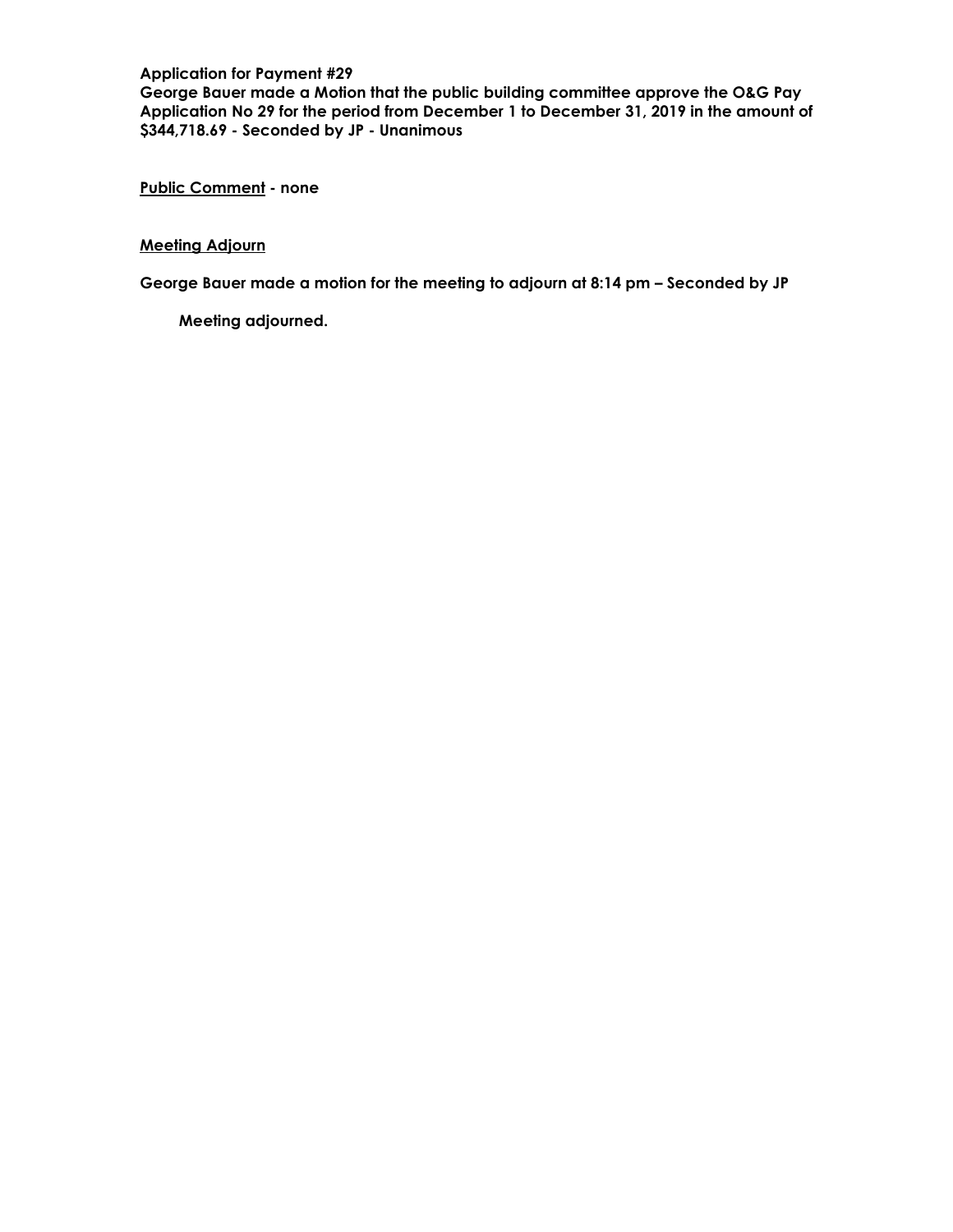**Application for Payment #29**
**George Bauer made a Motion that the public building committee approve the O&G Pay Application No 29 for the period from December 1 to December 31, 2019 in the amount of $344,718.69 - Seconded by JP - Unanimous**

**Public Comment - none**

**Meeting Adjourn**

**George Bauer made a motion for the meeting to adjourn at 8:14 pm – Seconded by JP**

**Meeting adjourned.**